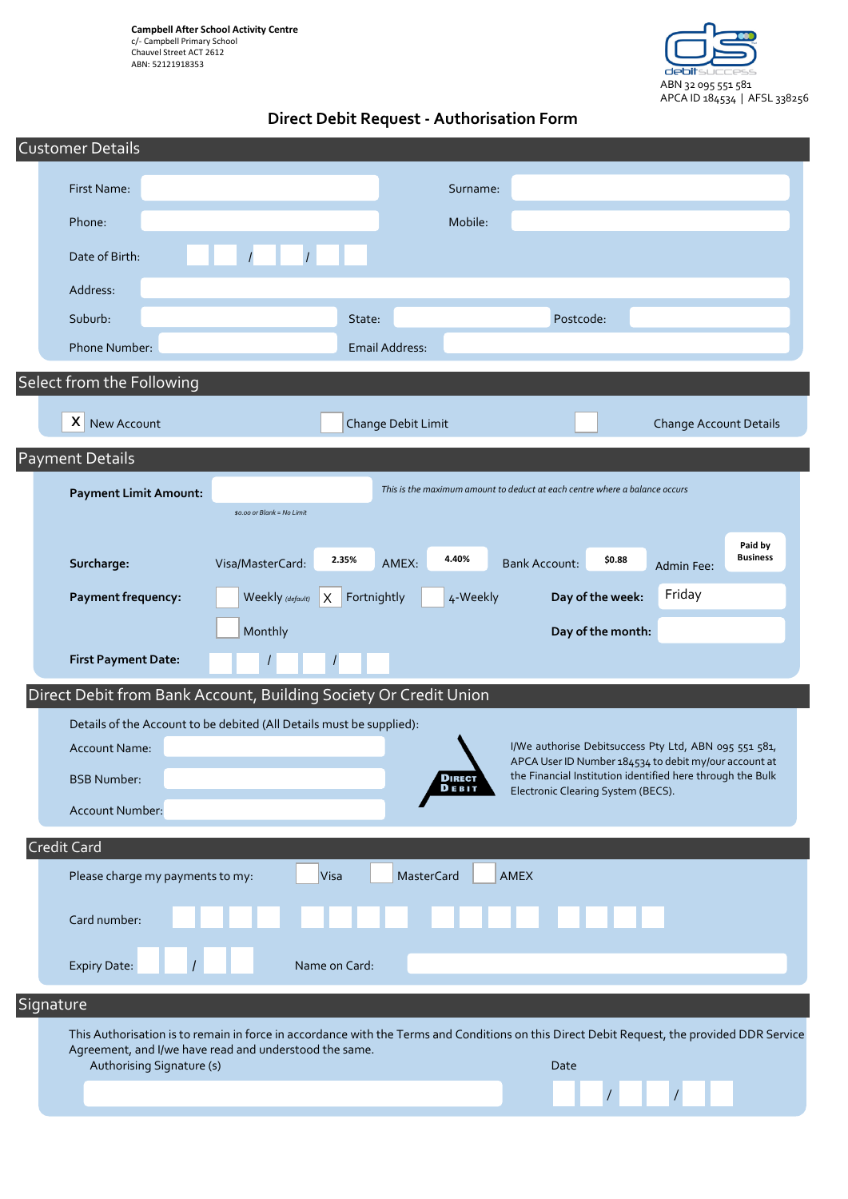**Campbell After School Activity Centre**
c/- Campbell Primary School
Chauvel Street ACT 2612
ABN: 52121918353

debitsuccess
ABN 32 095 551 581
APCA ID 184534 | AFSL 338256

# Direct Debit Request - Authorisation Form

## Customer Details

First Name: \_\_\_\_\_\_\_\_ Surname: \_\_\_\_\_\_\_\_

Phone: \_\_\_\_\_\_\_\_ Mobile: \_\_\_\_\_\_\_\_

Date of Birth: \_\_ \_\_ / \_\_ \_\_ / \_\_ \_\_

Address: \_\_\_\_\_\_\_\_

Suburb: \_\_\_\_\_\_\_\_ State: \_\_\_\_\_\_\_\_ Postcode: \_\_\_\_\_\_\_\_

Phone Number: \_\_\_\_\_\_\_\_ Email Address: \_\_\_\_\_\_\_\_

## Select from the Following

[X] New Account [ ] Change Debit Limit [ ] Change Account Details

## Payment Details

**Payment Limit Amount:** \_\_\_\_\_\_\_\_ *This is the maximum amount to deduct at each centre where a balance occurs*

*$0.00 or Blank = No Limit*

**Surcharge:** Visa/MasterCard: **2.35%** AMEX: **4.40%** Bank Account: **$0.88** Admin Fee: **Paid by Business**

**Payment frequency:** [ ] Weekly *(default)* [X] Fortnightly [ ] 4-Weekly [ ] Monthly

**Day of the week:** Friday

**Day of the month:** \_\_\_\_\_\_\_\_

**First Payment Date:** \_\_ \_\_ / \_\_ \_\_ / \_\_ \_\_

## Direct Debit from Bank Account, Building Society Or Credit Union

Details of the Account to be debited (All Details must be supplied):

Account Name: \_\_\_\_\_\_\_\_

BSB Number: \_\_\_\_\_\_\_\_

Account Number: \_\_\_\_\_\_\_\_

DIRECT DEBIT

I/We authorise Debitsuccess Pty Ltd, ABN 095 551 581, APCA User ID Number 184534 to debit my/our account at the Financial Institution identified here through the Bulk Electronic Clearing System (BECS).

## Credit Card

Please charge my payments to my: [ ] Visa [ ] MasterCard [ ] AMEX

Card number: \_\_ \_\_ \_\_ \_\_ \_\_ \_\_ \_\_ \_\_ \_\_ \_\_ \_\_ \_\_ \_\_ \_\_ \_\_ \_\_

Expiry Date: \_\_ \_\_ / \_\_ \_\_ Name on Card: \_\_\_\_\_\_\_\_

## Signature

This Authorisation is to remain in force in accordance with the Terms and Conditions on this Direct Debit Request, the provided DDR Service Agreement, and I/We have read and understood the same.

Authorising Signature (s) \_\_\_\_\_\_\_\_ Date \_\_ \_\_ / \_\_ \_\_ / \_\_ \_\_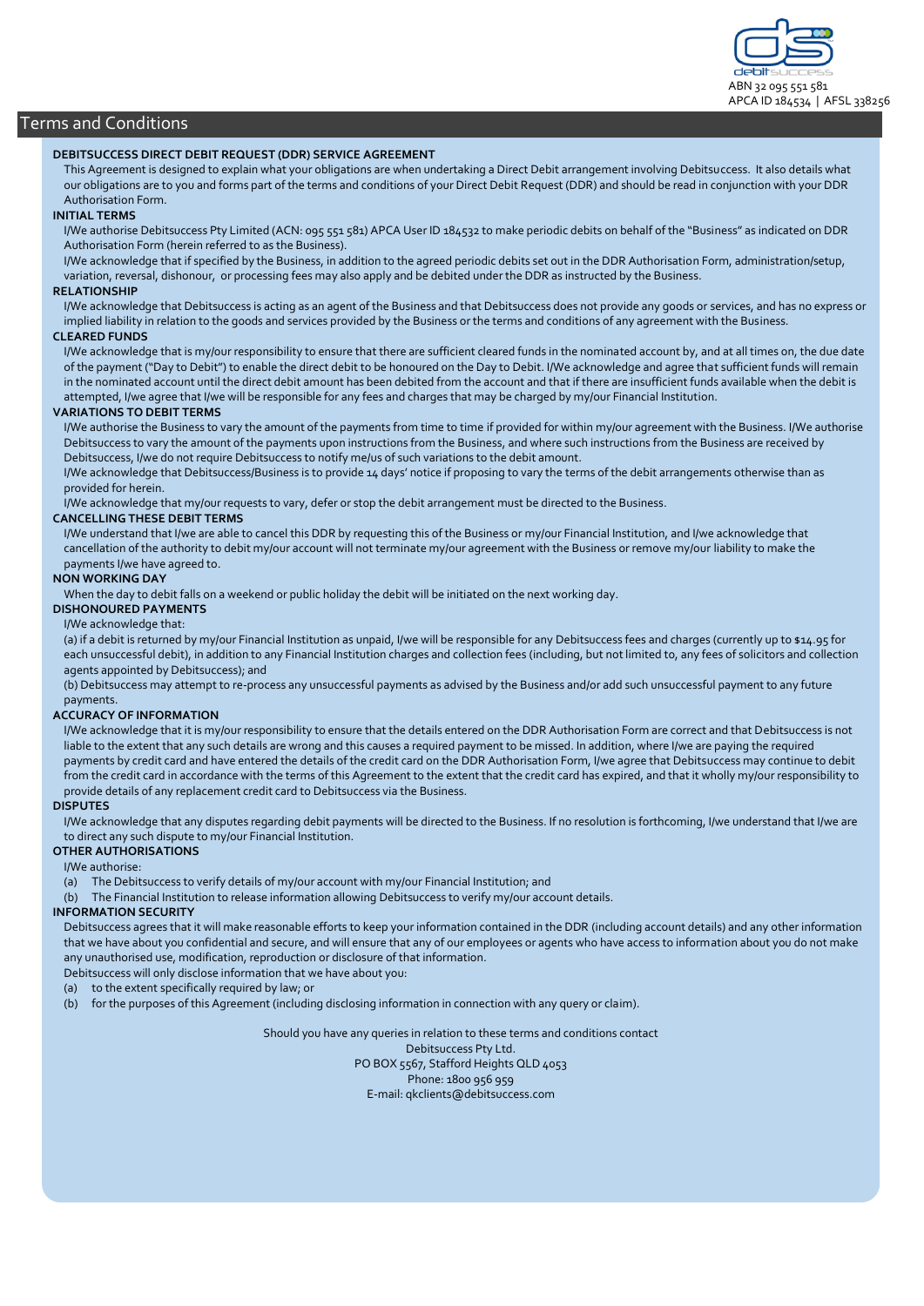debitsuccess

ABN 32 095 551 581
APCA ID 184534 | AFSL 338256

# Terms and Conditions

**DEBITSUCCESS DIRECT DEBIT REQUEST (DDR) SERVICE AGREEMENT**

This Agreement is designed to explain what your obligations are when undertaking a Direct Debit arrangement involving Debitsuccess. It also details what our obligations are to you and forms part of the terms and conditions of your Direct Debit Request (DDR) and should be read in conjunction with your DDR Authorisation Form.

**INITIAL TERMS**

I/We authorise Debitsuccess Pty Limited (ACN: 095 551 581) APCA User ID 184532 to make periodic debits on behalf of the "Business" as indicated on DDR Authorisation Form (herein referred to as the Business).

I/We acknowledge that if specified by the Business, in addition to the agreed periodic debits set out in the DDR Authorisation Form, administration/setup, variation, reversal, dishonour, or processing fees may also apply and be debited under the DDR as instructed by the Business.

**RELATIONSHIP**

I/We acknowledge that Debitsuccess is acting as an agent of the Business and that Debitsuccess does not provide any goods or services, and has no express or implied liability in relation to the goods and services provided by the Business or the terms and conditions of any agreement with the Business.

**CLEARED FUNDS**

I/We acknowledge that is my/our responsibility to ensure that there are sufficient cleared funds in the nominated account by, and at all times on, the due date of the payment ("Day to Debit") to enable the direct debit to be honoured on the Day to Debit. I/We acknowledge and agree that sufficient funds will remain in the nominated account until the direct debit amount has been debited from the account and that if there are insufficient funds available when the debit is attempted, I/we agree that I/we will be responsible for any fees and charges that may be charged by my/our Financial Institution.

**VARIATIONS TO DEBIT TERMS**

I/We authorise the Business to vary the amount of the payments from time to time if provided for within my/our agreement with the Business. I/We authorise Debitsuccess to vary the amount of the payments upon instructions from the Business, and where such instructions from the Business are received by Debitsuccess, I/we do not require Debitsuccess to notify me/us of such variations to the debit amount.

I/We acknowledge that Debitsuccess/Business is to provide 14 days' notice if proposing to vary the terms of the debit arrangements otherwise than as provided for herein.

I/We acknowledge that my/our requests to vary, defer or stop the debit arrangement must be directed to the Business.

**CANCELLING THESE DEBIT TERMS**

I/We understand that I/we are able to cancel this DDR by requesting this of the Business or my/our Financial Institution, and I/we acknowledge that cancellation of the authority to debit my/our account will not terminate my/our agreement with the Business or remove my/our liability to make the payments I/we have agreed to.

**NON WORKING DAY**

When the day to debit falls on a weekend or public holiday the debit will be initiated on the next working day.

**DISHONOURED PAYMENTS**

I/We acknowledge that:

(a) if a debit is returned by my/our Financial Institution as unpaid, I/we will be responsible for any Debitsuccess fees and charges (currently up to $14.95 for each unsuccessful debit), in addition to any Financial Institution charges and collection fees (including, but not limited to, any fees of solicitors and collection agents appointed by Debitsuccess); and

(b) Debitsuccess may attempt to re-process any unsuccessful payments as advised by the Business and/or add such unsuccessful payment to any future payments.

**ACCURACY OF INFORMATION**

I/We acknowledge that it is my/our responsibility to ensure that the details entered on the DDR Authorisation Form are correct and that Debitsuccess is not liable to the extent that any such details are wrong and this causes a required payment to be missed. In addition, where I/we are paying the required payments by credit card and have entered the details of the credit card on the DDR Authorisation Form, I/we agree that Debitsuccess may continue to debit from the credit card in accordance with the terms of this Agreement to the extent that the credit card has expired, and that it wholly my/our responsibility to provide details of any replacement credit card to Debitsuccess via the Business.

**DISPUTES**

I/We acknowledge that any disputes regarding debit payments will be directed to the Business. If no resolution is forthcoming, I/we understand that I/we are to direct any such dispute to my/our Financial Institution.

**OTHER AUTHORISATIONS**

I/We authorise:

(a) The Debitsuccess to verify details of my/our account with my/our Financial Institution; and

(b) The Financial Institution to release information allowing Debitsuccess to verify my/our account details.

**INFORMATION SECURITY**

Debitsuccess agrees that it will make reasonable efforts to keep your information contained in the DDR (including account details) and any other information that we have about you confidential and secure, and will ensure that any of our employees or agents who have access to information about you do not make any unauthorised use, modification, reproduction or disclosure of that information.

Debitsuccess will only disclose information that we have about you:

(a) to the extent specifically required by law; or

(b) for the purposes of this Agreement (including disclosing information in connection with any query or claim).

Should you have any queries in relation to these terms and conditions contact
Debitsuccess Pty Ltd.
PO BOX 5567, Stafford Heights QLD 4053
Phone: 1800 956 959
E-mail: qkclients@debitsuccess.com